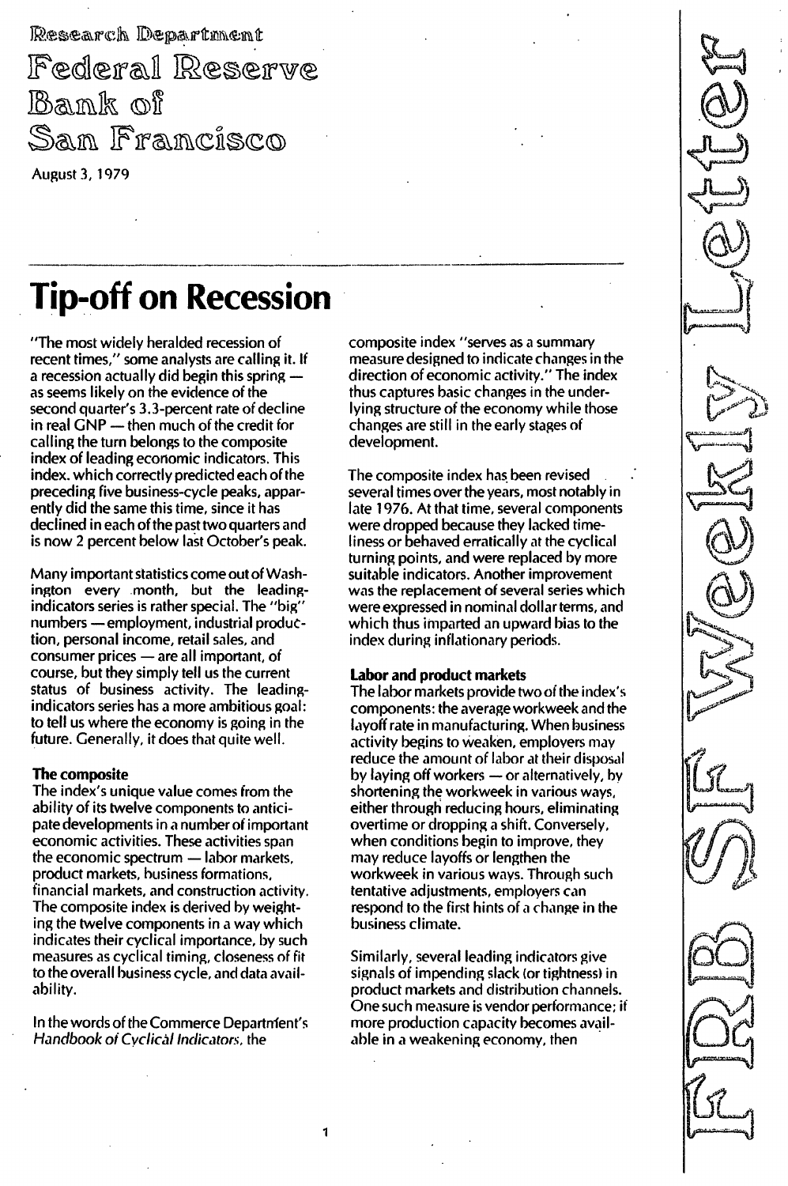Research Department
Federal Reserve Bank of San Francisco

August 3, 1979

# Tip-off on Recession

"The most widely heralded recession of recent times," some analysts are calling it. If a recession actually did begin this spring — as seems likely on the evidence of the second quarter's 3.3-percent rate of decline in real GNP — then much of the credit for calling the turn belongs to the composite index of leading economic indicators. This index, which correctly predicted each of the preceding five business-cycle peaks, apparently did the same this time, since it has declined in each of the past two quarters and is now 2 percent below last October's peak.

Many important statistics come out of Washington every month, but the leading-indicators series is rather special. The "big" numbers — employment, industrial production, personal income, retail sales, and consumer prices — are all important, of course, but they simply tell us the current status of business activity. The leading-indicators series has a more ambitious goal: to tell us where the economy is going in the future. Generally, it does that quite well.

**The composite**

The index's unique value comes from the ability of its twelve components to anticipate developments in a number of important economic activities. These activities span the economic spectrum — labor markets, product markets, business formations, financial markets, and construction activity. The composite index is derived by weighting the twelve components in a way which indicates their cyclical importance, by such measures as cyclical timing, closeness of fit to the overall business cycle, and data availability.

In the words of the Commerce Department's *Handbook of Cyclical Indicators*, the composite index "serves as a summary measure designed to indicate changes in the direction of economic activity." The index thus captures basic changes in the underlying structure of the economy while those changes are still in the early stages of development.

The composite index has been revised several times over the years, most notably in late 1976. At that time, several components were dropped because they lacked timeliness or behaved erratically at the cyclical turning points, and were replaced by more suitable indicators. Another improvement was the replacement of several series which were expressed in nominal dollar terms, and which thus imparted an upward bias to the index during inflationary periods.

**Labor and product markets**

The labor markets provide two of the index's components: the average workweek and the layoff rate in manufacturing. When business activity begins to weaken, employers may reduce the amount of labor at their disposal by laying off workers — or alternatively, by shortening the workweek in various ways, either through reducing hours, eliminating overtime or dropping a shift. Conversely, when conditions begin to improve, they may reduce layoffs or lengthen the workweek in various ways. Through such tentative adjustments, employers can respond to the first hints of a change in the business climate.

Similarly, several leading indicators give signals of impending slack (or tightness) in product markets and distribution channels. One such measure is vendor performance; if more production capacity becomes available in a weakening economy, then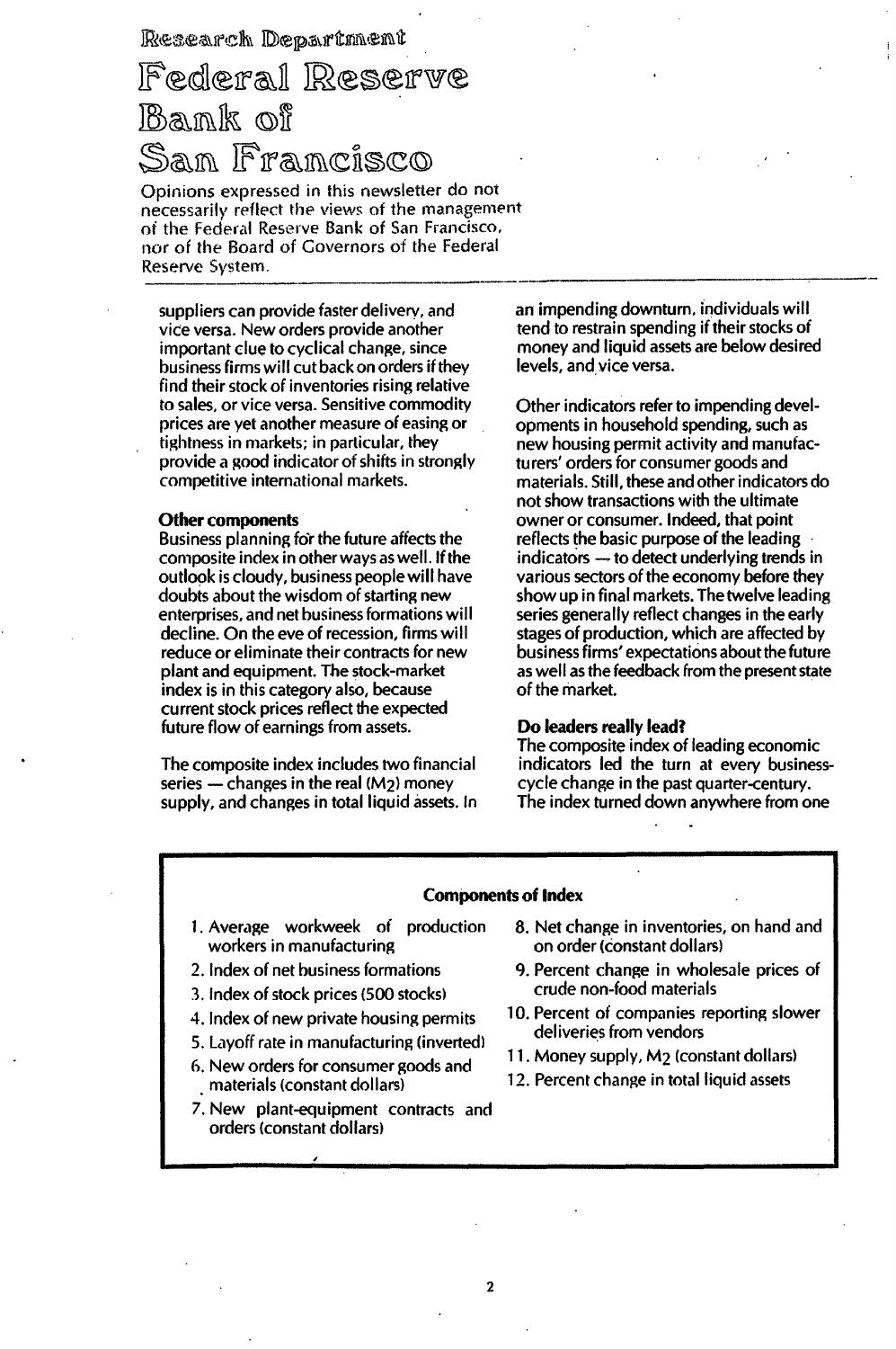# Research Department

# Federal Reserve Bank of San Francisco

Opinions expressed in this newsletter do not necessarily reflect the views of the management of the Federal Reserve Bank of San Francisco, nor of the Board of Governors of the Federal Reserve System.

suppliers can provide faster delivery, and vice versa. New orders provide another important clue to cyclical change, since business firms will cut back on orders if they find their stock of inventories rising relative to sales, or vice versa. Sensitive commodity prices are yet another measure of easing or tightness in markets; in particular, they provide a good indicator of shifts in strongly competitive international markets.

**Other components**

Business planning for the future affects the composite index in other ways as well. If the outlook is cloudy, business people will have doubts about the wisdom of starting new enterprises, and net business formations will decline. On the eve of recession, firms will reduce or eliminate their contracts for new plant and equipment. The stock-market index is in this category also, because current stock prices reflect the expected future flow of earnings from assets.

The composite index includes two financial series — changes in the real ($M_2$) money supply, and changes in total liquid assets. In an impending downturn, individuals will tend to restrain spending if their stocks of money and liquid assets are below desired levels, and vice versa.

Other indicators refer to impending developments in household spending, such as new housing permit activity and manufacturers' orders for consumer goods and materials. Still, these and other indicators do not show transactions with the ultimate owner or consumer. Indeed, that point reflects the basic purpose of the leading indicators — to detect underlying trends in various sectors of the economy before they show up in final markets. The twelve leading series generally reflect changes in the early stages of production, which are affected by business firms' expectations about the future as well as the feedback from the present state of the market.

**Do leaders really lead?**

The composite index of leading economic indicators led the turn at every business-cycle change in the past quarter-century. The index turned down anywhere from one

**Components of Index**

1. Average workweek of production workers in manufacturing
2. Index of net business formations
3. Index of stock prices (500 stocks)
4. Index of new private housing permits
5. Layoff rate in manufacturing (inverted)
6. New orders for consumer goods and materials (constant dollars)
7. New plant-equipment contracts and orders (constant dollars)
8. Net change in inventories, on hand and on order (constant dollars)
9. Percent change in wholesale prices of crude non-food materials
10. Percent of companies reporting slower deliveries from vendors
11. Money supply, $M_2$ (constant dollars)
12. Percent change in total liquid assets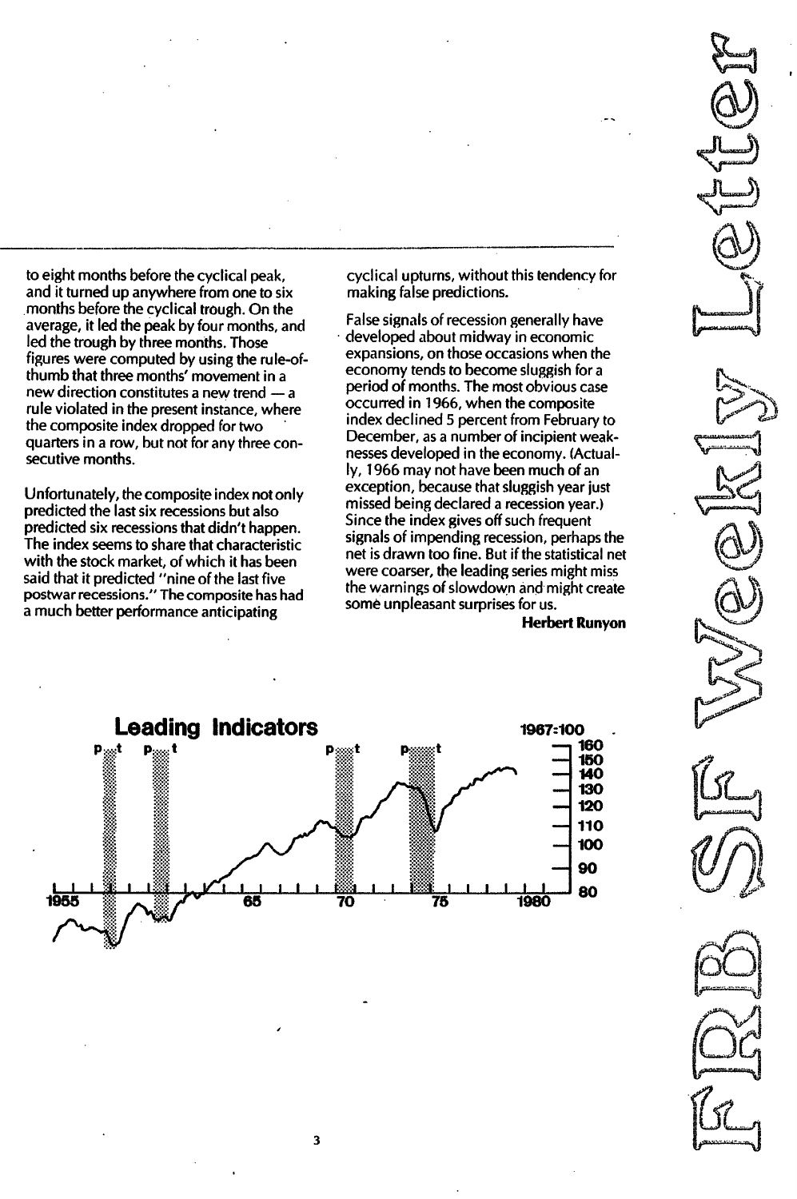to eight months before the cyclical peak, and it turned up anywhere from one to six months before the cyclical trough. On the average, it led the peak by four months, and led the trough by three months. Those figures were computed by using the rule-of-thumb that three months' movement in a new direction constitutes a new trend — a rule violated in the present instance, where the composite index dropped for two quarters in a row, but not for any three consecutive months.

Unfortunately, the composite index not only predicted the last six recessions but also predicted six recessions that didn't happen. The index seems to share that characteristic with the stock market, of which it has been said that it predicted "nine of the last five postwar recessions." The composite has had a much better performance anticipating cyclical upturns, without this tendency for making false predictions.

False signals of recession generally have developed about midway in economic expansions, on those occasions when the economy tends to become sluggish for a period of months. The most obvious case occurred in 1966, when the composite index declined 5 percent from February to December, as a number of incipient weaknesses developed in the economy. (Actually, 1966 may not have been much of an exception, because that sluggish year just missed being declared a recession year.) Since the index gives off such frequent signals of impending recession, perhaps the net is drawn too fine. But if the statistical net were coarser, the leading series might miss the warnings of slowdown and might create some unpleasant surprises for us.

**Herbert Runyon**

**Leading Indicators**

1967=100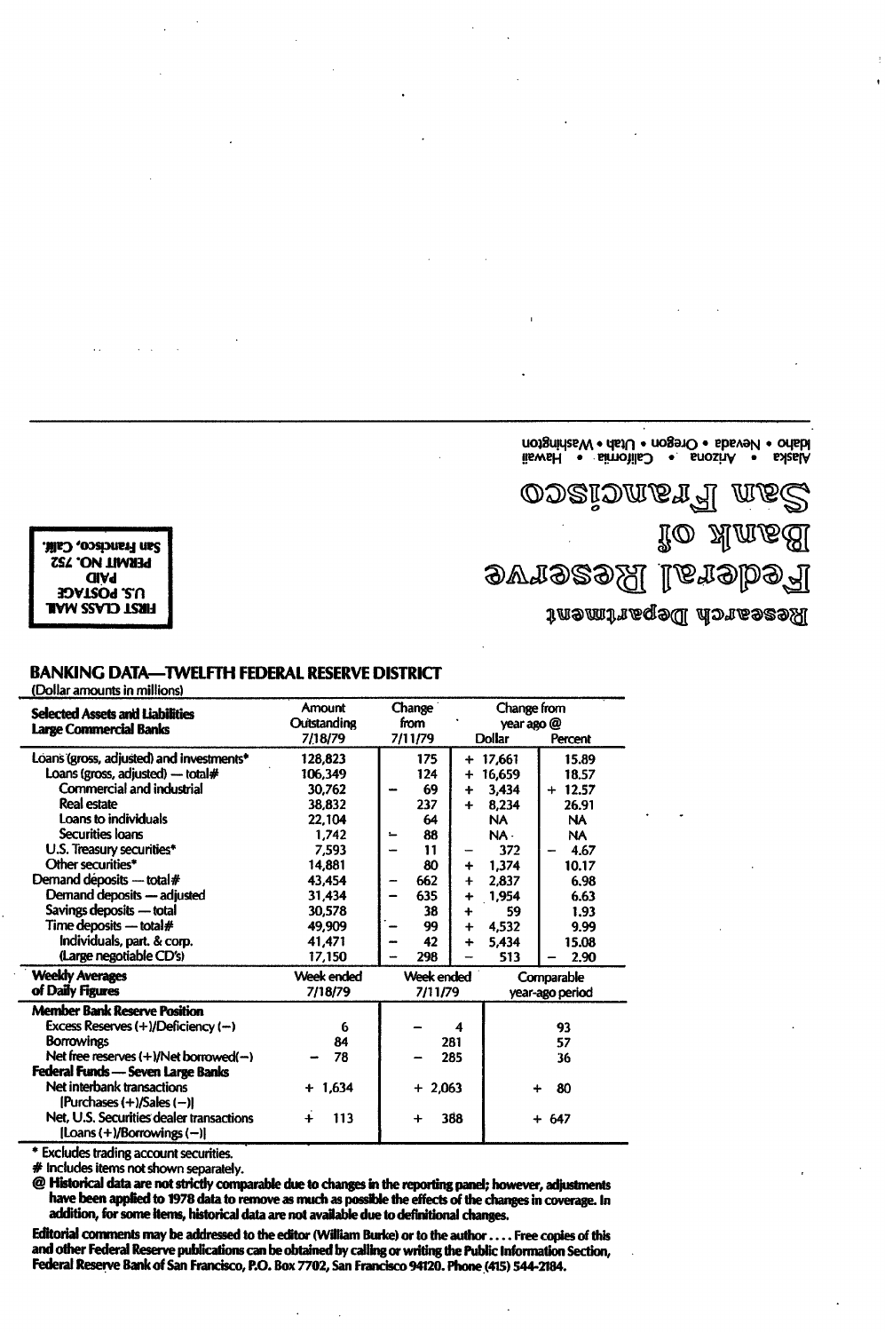Research Department

Federal Reserve

Bank of

San Francisco

Alaska • Arizona • California • Hawaii
Idaho • Nevada • Oregon • Utah • Washington

FIRST CLASS MAIL
U.S. POSTAGE
PAID
PERMIT NO. 752
San Francisco, Calif.

## BANKING DATA—TWELFTH FEDERAL RESERVE DISTRICT

(Dollar amounts in millions)

| Selected Assets and Liabilities Large Commercial Banks | Amount Outstanding 7/18/79 | Change from 7/11/79 | Change from year ago @ Dollar | Change from year ago @ Percent |
|---|---|---|---|---|
| Loans (gross, adjusted) and investments* | 128,823 | 175 | + 17,661 | 15.89 |
| Loans (gross, adjusted) — total# | 106,349 | 124 | + 16,659 | 18.57 |
| Commercial and industrial | 30,762 | − 69 | + 3,434 | + 12.57 |
| Real estate | 38,832 | 237 | + 8,234 | 26.91 |
| Loans to individuals | 22,104 | 64 | NA | NA |
| Securities loans | 1,742 | − 88 | NA | NA |
| U.S. Treasury securities* | 7,593 | − 11 | − 372 | − 4.67 |
| Other securities* | 14,881 | 80 | + 1,374 | 10.17 |
| Demand deposits — total# | 43,454 | − 662 | + 2,837 | 6.98 |
| Demand deposits — adjusted | 31,434 | − 635 | + 1,954 | 6.63 |
| Savings deposits — total | 30,578 | 38 | + 59 | 1.93 |
| Time deposits — total# | 49,909 | − 99 | + 4,532 | 9.99 |
| Individuals, part. & corp. | 41,471 | − 42 | + 5,434 | 15.08 |
| (Large negotiable CD's) | 17,150 | − 298 | − 513 | − 2.90 |

| Weekly Averages of Daily Figures | Week ended 7/18/79 | Week ended 7/11/79 | Comparable year-ago period |
|---|---|---|---|
| **Member Bank Reserve Position** | | | |
| Excess Reserves (+)/Deficiency (−) | 6 | − 4 | 93 |
| Borrowings | 84 | 281 | 57 |
| Net free reserves (+)/Net borrowed(−) | − 78 | − 285 | 36 |
| **Federal Funds — Seven Large Banks** | | | |
| Net interbank transactions [Purchases (+)/Sales (−)] | + 1,634 | + 2,063 | + 80 |
| Net, U.S. Securities dealer transactions [Loans (+)/Borrowings (−)] | + 113 | + 388 | + 647 |

\* Excludes trading account securities.

\# Includes items not shown separately.

@ Historical data are not strictly comparable due to changes in the reporting panel; however, adjustments have been applied to 1978 data to remove as much as possible the effects of the changes in coverage. In addition, for some items, historical data are not available due to definitional changes.

Editorial comments may be addressed to the editor (William Burke) or to the author . . . . Free copies of this and other Federal Reserve publications can be obtained by calling or writing the Public Information Section, Federal Reserve Bank of San Francisco, P.O. Box 7702, San Francisco 94120. Phone (415) 544-2184.